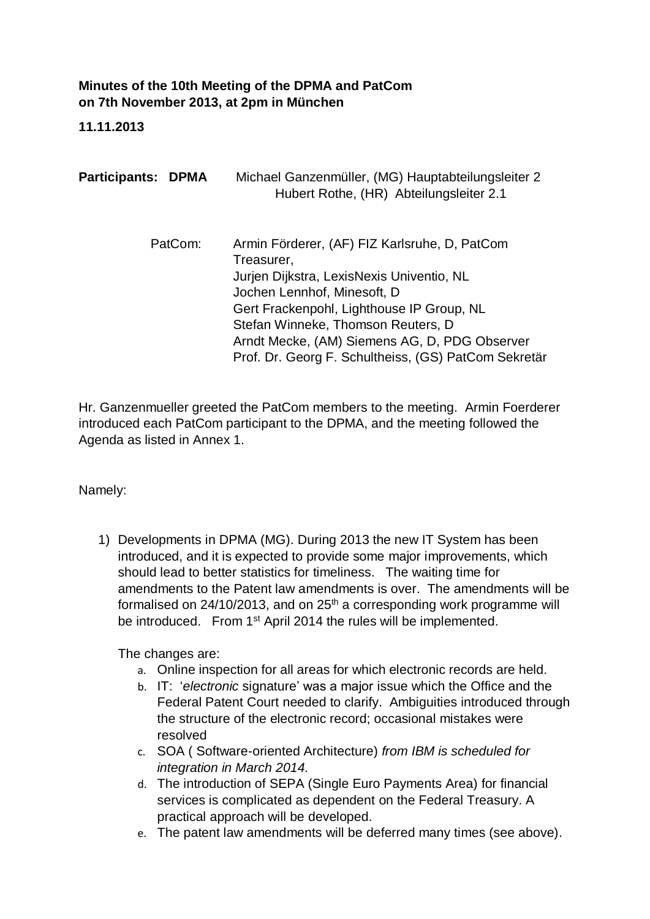**Minutes of the 10th Meeting of the DPMA and PatCom on 7th November 2013, at 2pm in München**

**11.11.2013**

**Participants: DPMA** Michael Ganzenmüller, (MG) Hauptabteilungsleiter 2
Hubert Rothe, (HR) Abteilungsleiter 2.1

PatCom: Armin Förderer, (AF) FIZ Karlsruhe, D, PatCom Treasurer,
Jurjen Dijkstra, LexisNexis Univentio, NL
Jochen Lennhof, Minesoft, D
Gert Frackenpohl, Lighthouse IP Group, NL
Stefan Winneke, Thomson Reuters, D
Arndt Mecke, (AM) Siemens AG, D, PDG Observer
Prof. Dr. Georg F. Schultheiss, (GS) PatCom Sekretär

Hr. Ganzenmueller greeted the PatCom members to the meeting. Armin Foerderer introduced each PatCom participant to the DPMA, and the meeting followed the Agenda as listed in Annex 1.

Namely:

1) Developments in DPMA (MG). During 2013 the new IT System has been introduced, and it is expected to provide some major improvements, which should lead to better statistics for timeliness. The waiting time for amendments to the Patent law amendments is over. The amendments will be formalised on 24/10/2013, and on 25th a corresponding work programme will be introduced. From 1st April 2014 the rules will be implemented.

   The changes are:

   a. Online inspection for all areas for which electronic records are held.
   b. IT: '*electronic* signature' was a major issue which the Office and the Federal Patent Court needed to clarify. Ambiguities introduced through the structure of the electronic record; occasional mistakes were resolved
   c. SOA ( Software-oriented Architecture) *from IBM is scheduled for integration in March 2014.*
   d. The introduction of SEPA (Single Euro Payments Area) for financial services is complicated as dependent on the Federal Treasury. A practical approach will be developed.
   e. The patent law amendments will be deferred many times (see above).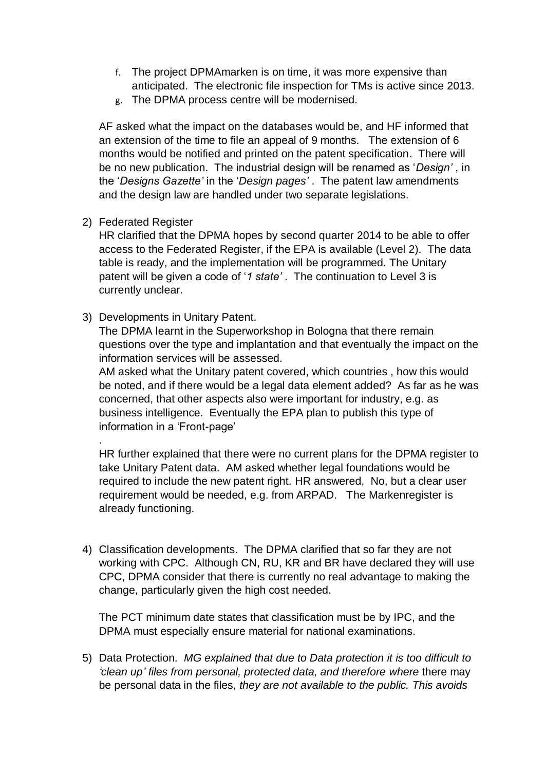f. The project DPMAmarken is on time, it was more expensive than anticipated. The electronic file inspection for TMs is active since 2013.
g. The DPMA process centre will be modernised.

AF asked what the impact on the databases would be, and HF informed that an extension of the time to file an appeal of 9 months. The extension of 6 months would be notified and printed on the patent specification. There will be no new publication. The industrial design will be renamed as '*Design*' , in the '*Designs Gazette*' in the '*Design pages*' . The patent law amendments and the design law are handled under two separate legislations.

2) Federated Register
HR clarified that the DPMA hopes by second quarter 2014 to be able to offer access to the Federated Register, if the EPA is available (Level 2). The data table is ready, and the implementation will be programmed. The Unitary patent will be given a code of '*1 state*' . The continuation to Level 3 is currently unclear.

3) Developments in Unitary Patent.
The DPMA learnt in the Superworkshop in Bologna that there remain questions over the type and implantation and that eventually the impact on the information services will be assessed.
AM asked what the Unitary patent covered, which countries , how this would be noted, and if there would be a legal data element added? As far as he was concerned, that other aspects also were important for industry, e.g. as business intelligence. Eventually the EPA plan to publish this type of information in a 'Front-page'

.

HR further explained that there were no current plans for the DPMA register to take Unitary Patent data. AM asked whether legal foundations would be required to include the new patent right. HR answered, No, but a clear user requirement would be needed, e.g. from ARPAD. The Markenregister is already functioning.

4) Classification developments. The DPMA clarified that so far they are not working with CPC. Although CN, RU, KR and BR have declared they will use CPC, DPMA consider that there is currently no real advantage to making the change, particularly given the high cost needed.

The PCT minimum date states that classification must be by IPC, and the DPMA must especially ensure material for national examinations.

5) Data Protection. *MG explained that due to Data protection it is too difficult to 'clean up' files from personal, protected data, and therefore where* there may be personal data in the files, *they are not available to the public. This avoids*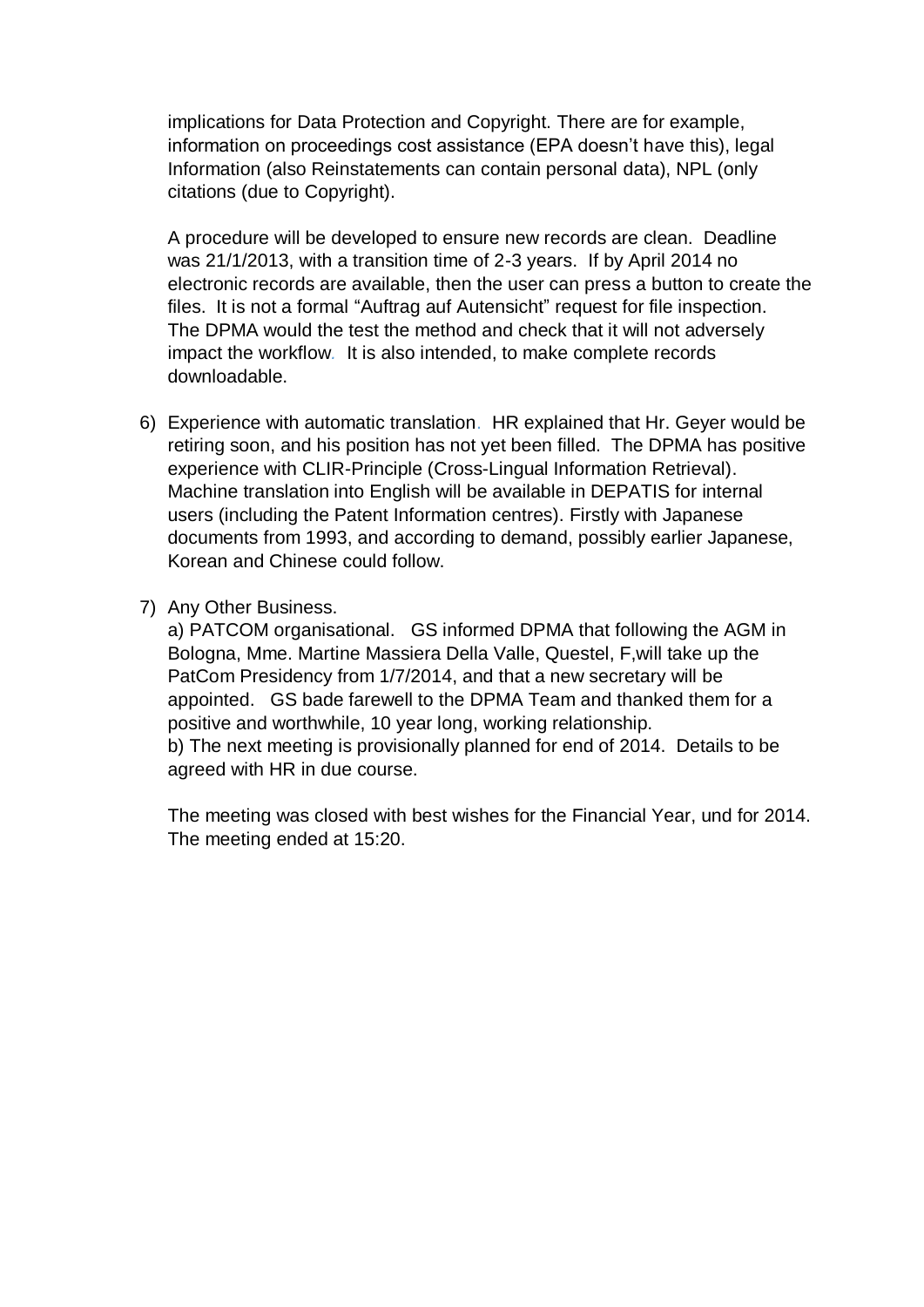implications for Data Protection and Copyright. There are for example, information on proceedings cost assistance (EPA doesn't have this), legal Information (also Reinstatements can contain personal data), NPL (only citations (due to Copyright).

A procedure will be developed to ensure new records are clean. Deadline was 21/1/2013, with a transition time of 2-3 years. If by April 2014 no electronic records are available, then the user can press a button to create the files. It is not a formal "Auftrag auf Autensicht" request for file inspection. The DPMA would the test the method and check that it will not adversely impact the workflow. It is also intended, to make complete records downloadable.

6) Experience with automatic translation. HR explained that Hr. Geyer would be retiring soon, and his position has not yet been filled. The DPMA has positive experience with CLIR-Principle (Cross-Lingual Information Retrieval). Machine translation into English will be available in DEPATIS for internal users (including the Patent Information centres). Firstly with Japanese documents from 1993, and according to demand, possibly earlier Japanese, Korean and Chinese could follow.

7) Any Other Business.
   a) PATCOM organisational. GS informed DPMA that following the AGM in Bologna, Mme. Martine Massiera Della Valle, Questel, F,will take up the PatCom Presidency from 1/7/2014, and that a new secretary will be appointed. GS bade farewell to the DPMA Team and thanked them for a positive and worthwhile, 10 year long, working relationship.
   b) The next meeting is provisionally planned for end of 2014. Details to be agreed with HR in due course.

The meeting was closed with best wishes for the Financial Year, und for 2014. The meeting ended at 15:20.